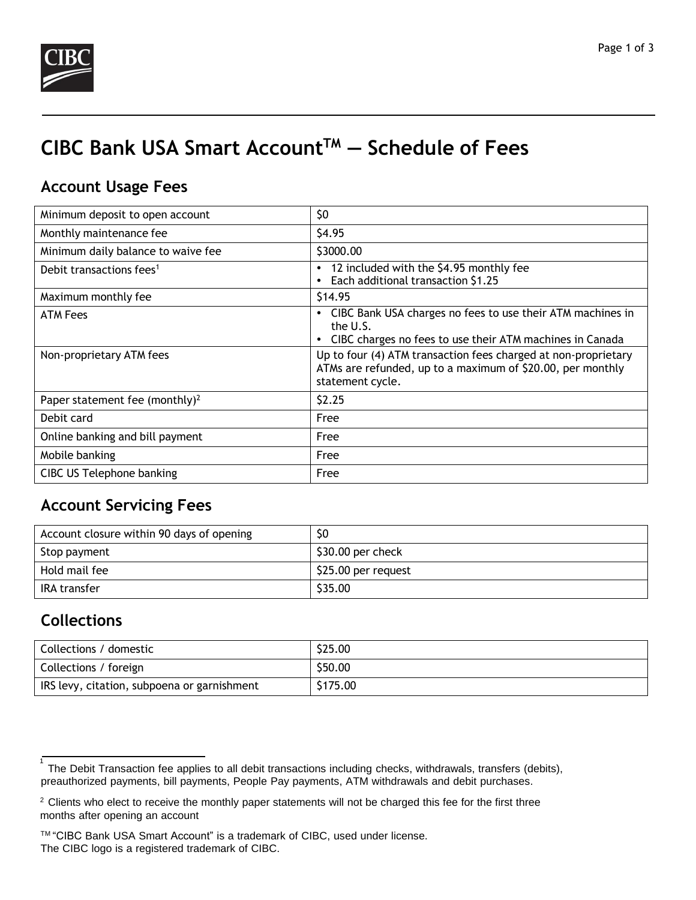# CIBC Bank USA Smart Account™ — Schedule of Fees

## Account Usage Fees

| | |
|---|---|
| Minimum deposit to open account | $0 |
| Monthly maintenance fee | $4.95 |
| Minimum daily balance to waive fee | $3000.00 |
| Debit transactions fees[1] | • 12 included with the $4.95 monthly fee<br>• Each additional transaction $1.25 |
| Maximum monthly fee | $14.95 |
| ATM Fees | • CIBC Bank USA charges no fees to use their ATM machines in the U.S.<br>• CIBC charges no fees to use their ATM machines in Canada |
| Non-proprietary ATM fees | Up to four (4) ATM transaction fees charged at non-proprietary ATMs are refunded, up to a maximum of $20.00, per monthly statement cycle. |
| Paper statement fee (monthly)[2] | $2.25 |
| Debit card | Free |
| Online banking and bill payment | Free |
| Mobile banking | Free |
| CIBC US Telephone banking | Free |

## Account Servicing Fees

| | |
|---|---|
| Account closure within 90 days of opening | $0 |
| Stop payment | $30.00 per check |
| Hold mail fee | $25.00 per request |
| IRA transfer | $35.00 |

## Collections

| | |
|---|---|
| Collections / domestic | $25.00 |
| Collections / foreign | $50.00 |
| IRS levy, citation, subpoena or garnishment | $175.00 |

[1] The Debit Transaction fee applies to all debit transactions including checks, withdrawals, transfers (debits), preauthorized payments, bill payments, People Pay payments, ATM withdrawals and debit purchases.

[2] Clients who elect to receive the monthly paper statements will not be charged this fee for the first three months after opening an account

TM "CIBC Bank USA Smart Account" is a trademark of CIBC, used under license.
The CIBC logo is a registered trademark of CIBC.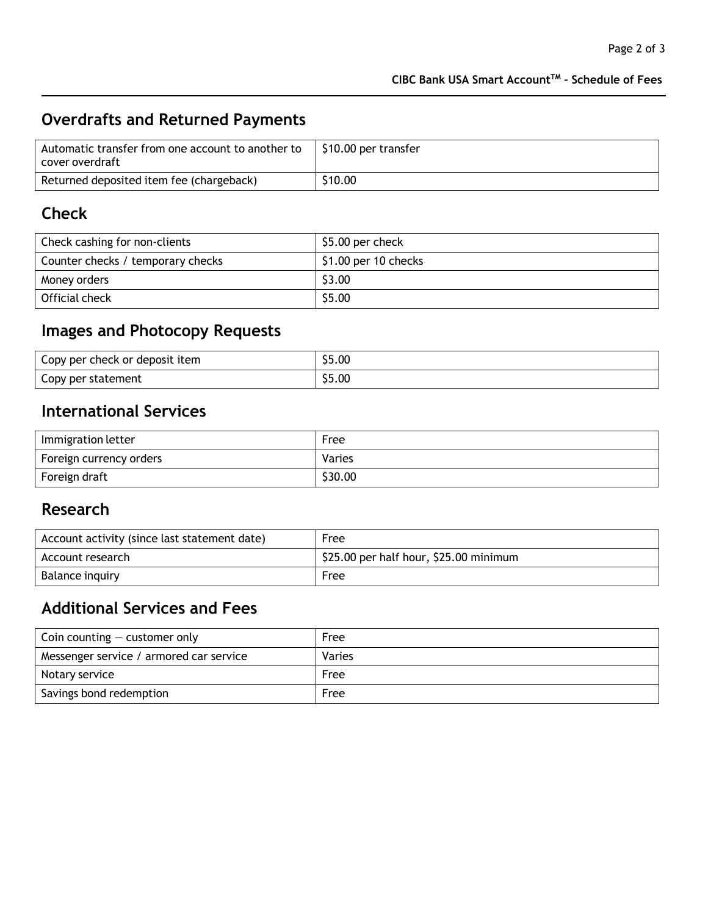## Overdrafts and Returned Payments

| | |
|---|---|
| Automatic transfer from one account to another to cover overdraft | $10.00 per transfer |
| Returned deposited item fee (chargeback) | $10.00 |

## Check

| | |
|---|---|
| Check cashing for non-clients | $5.00 per check |
| Counter checks / temporary checks | $1.00 per 10 checks |
| Money orders | $3.00 |
| Official check | $5.00 |

## Images and Photocopy Requests

| | |
|---|---|
| Copy per check or deposit item | $5.00 |
| Copy per statement | $5.00 |

## International Services

| | |
|---|---|
| Immigration letter | Free |
| Foreign currency orders | Varies |
| Foreign draft | $30.00 |

## Research

| | |
|---|---|
| Account activity (since last statement date) | Free |
| Account research | $25.00 per half hour, $25.00 minimum |
| Balance inquiry | Free |

## Additional Services and Fees

| | |
|---|---|
| Coin counting — customer only | Free |
| Messenger service / armored car service | Varies |
| Notary service | Free |
| Savings bond redemption | Free |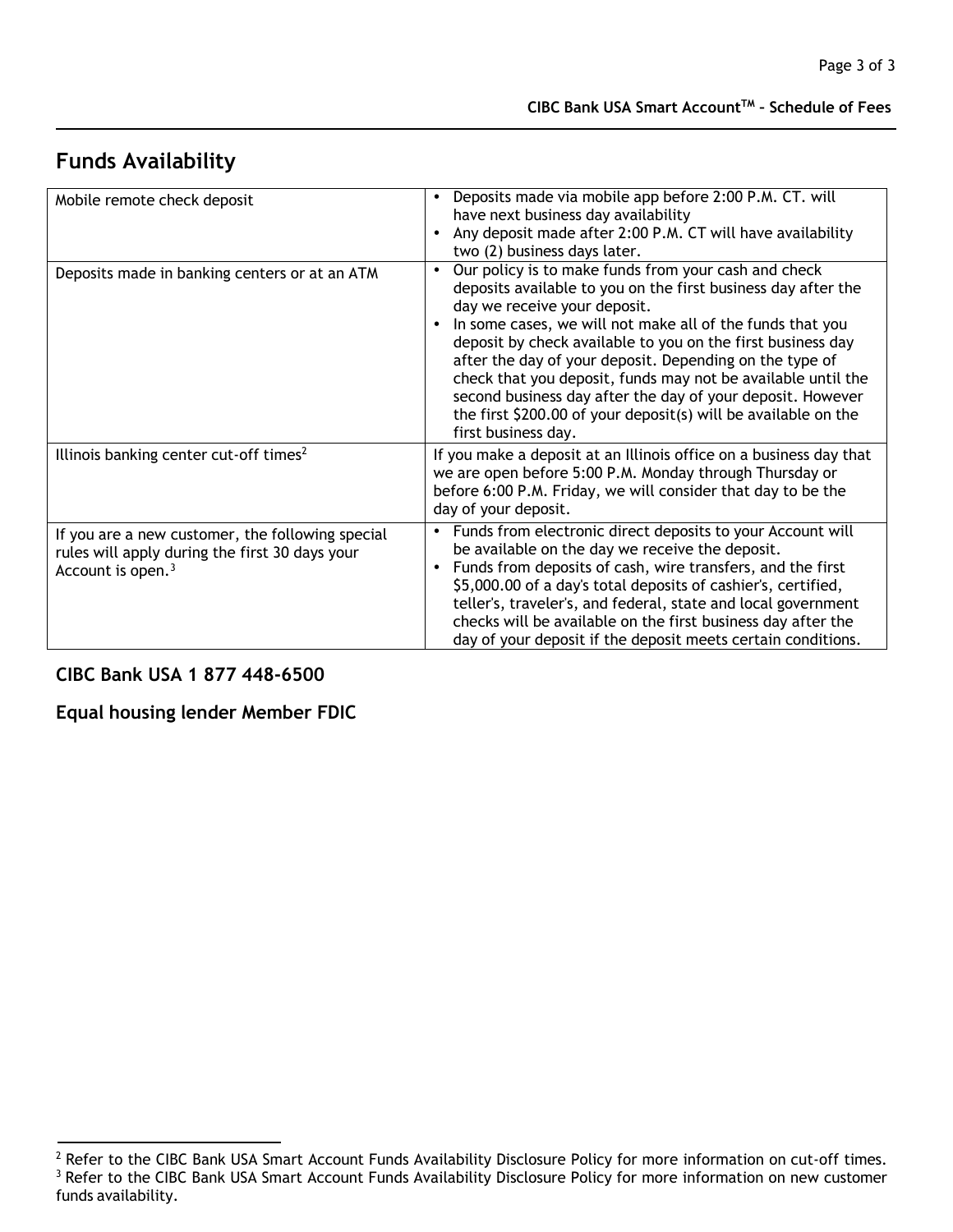## Funds Availability

| | |
|---|---|
| Mobile remote check deposit | • Deposits made via mobile app before 2:00 P.M. CT. will have next business day availability<br>• Any deposit made after 2:00 P.M. CT will have availability two (2) business days later. |
| Deposits made in banking centers or at an ATM | • Our policy is to make funds from your cash and check deposits available to you on the first business day after the day we receive your deposit.<br>• In some cases, we will not make all of the funds that you deposit by check available to you on the first business day after the day of your deposit. Depending on the type of check that you deposit, funds may not be available until the second business day after the day of your deposit. However the first $200.00 of your deposit(s) will be available on the first business day. |
| Illinois banking center cut-off times[2] | If you make a deposit at an Illinois office on a business day that we are open before 5:00 P.M. Monday through Thursday or before 6:00 P.M. Friday, we will consider that day to be the day of your deposit. |
| If you are a new customer, the following special rules will apply during the first 30 days your Account is open.[3] | • Funds from electronic direct deposits to your Account will be available on the day we receive the deposit.<br>• Funds from deposits of cash, wire transfers, and the first $5,000.00 of a day's total deposits of cashier's, certified, teller's, traveler's, and federal, state and local government checks will be available on the first business day after the day of your deposit if the deposit meets certain conditions. |

**CIBC Bank USA 1 877 448-6500**

**Equal housing lender Member FDIC**

[2] Refer to the CIBC Bank USA Smart Account Funds Availability Disclosure Policy for more information on cut-off times.
[3] Refer to the CIBC Bank USA Smart Account Funds Availability Disclosure Policy for more information on new customer funds availability.